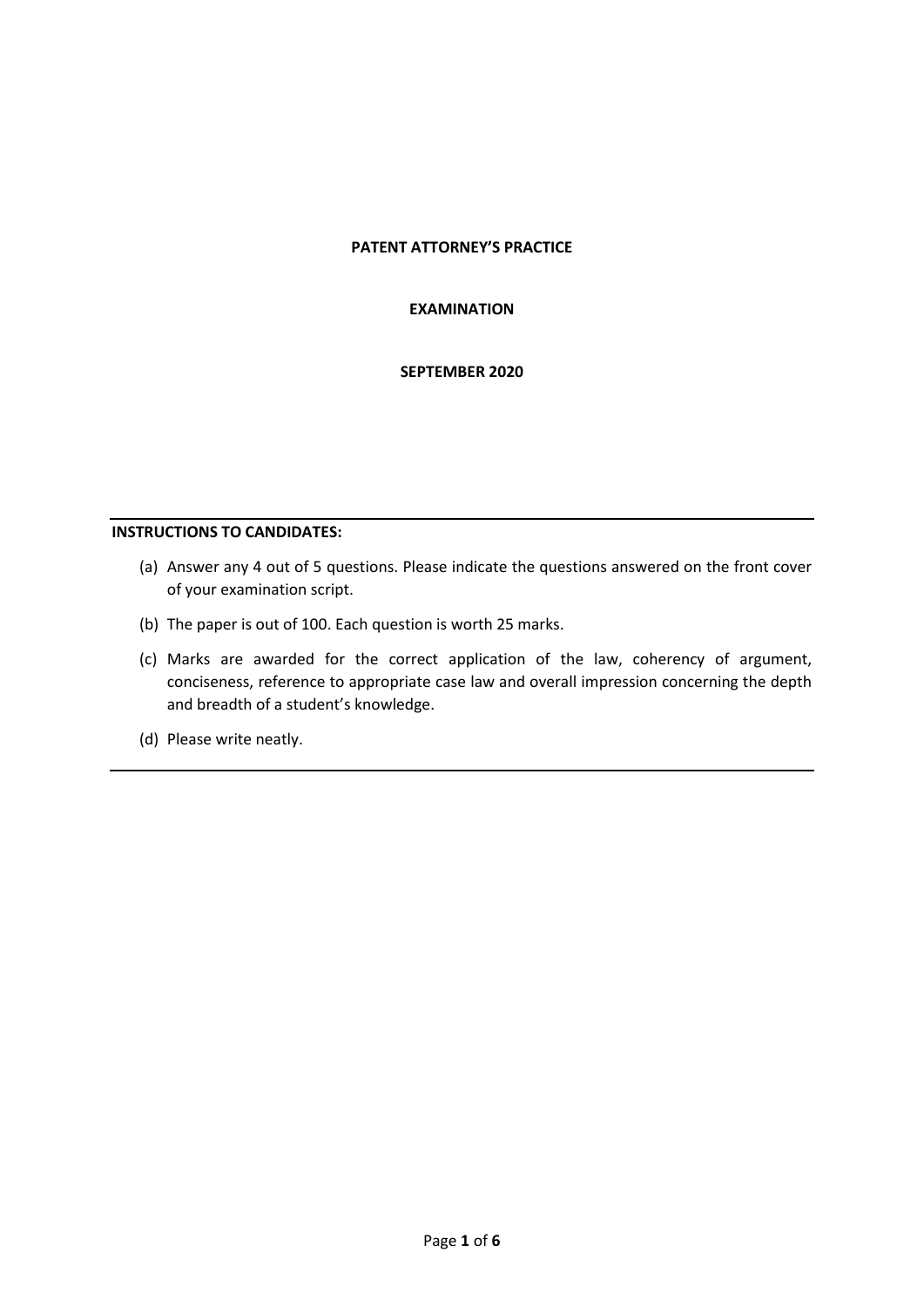**PATENT ATTORNEY'S PRACTICE**

**EXAMINATION**

**SEPTEMBER 2020**

---

**INSTRUCTIONS TO CANDIDATES:**

(a) Answer any 4 out of 5 questions. Please indicate the questions answered on the front cover of your examination script.

(b) The paper is out of 100. Each question is worth 25 marks.

(c) Marks are awarded for the correct application of the law, coherency of argument, conciseness, reference to appropriate case law and overall impression concerning the depth and breadth of a student's knowledge.

(d) Please write neatly.

---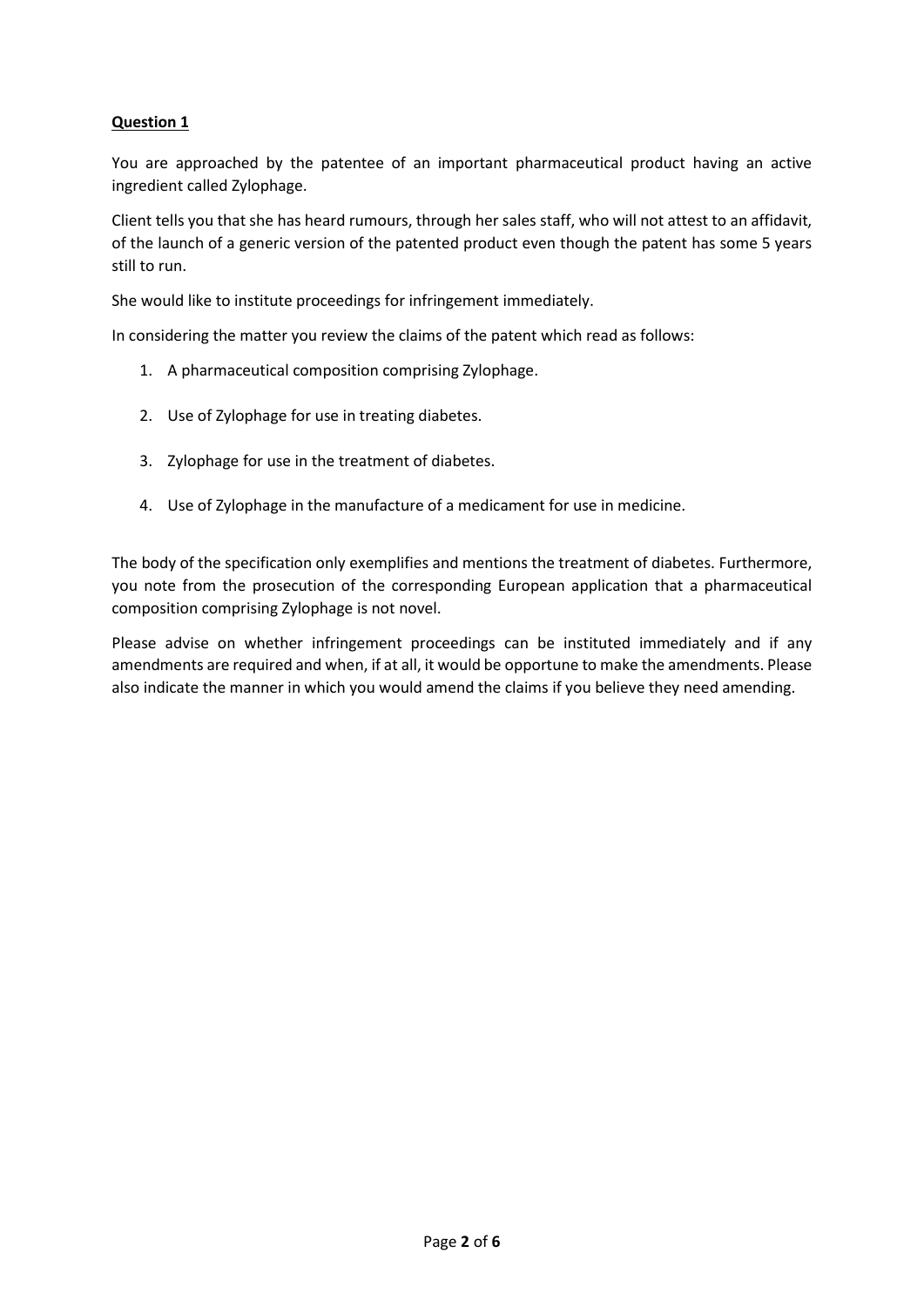**Question 1**

You are approached by the patentee of an important pharmaceutical product having an active ingredient called Zylophage.

Client tells you that she has heard rumours, through her sales staff, who will not attest to an affidavit, of the launch of a generic version of the patented product even though the patent has some 5 years still to run.

She would like to institute proceedings for infringement immediately.

In considering the matter you review the claims of the patent which read as follows:

1. A pharmaceutical composition comprising Zylophage.
2. Use of Zylophage for use in treating diabetes.
3. Zylophage for use in the treatment of diabetes.
4. Use of Zylophage in the manufacture of a medicament for use in medicine.

The body of the specification only exemplifies and mentions the treatment of diabetes. Furthermore, you note from the prosecution of the corresponding European application that a pharmaceutical composition comprising Zylophage is not novel.

Please advise on whether infringement proceedings can be instituted immediately and if any amendments are required and when, if at all, it would be opportune to make the amendments. Please also indicate the manner in which you would amend the claims if you believe they need amending.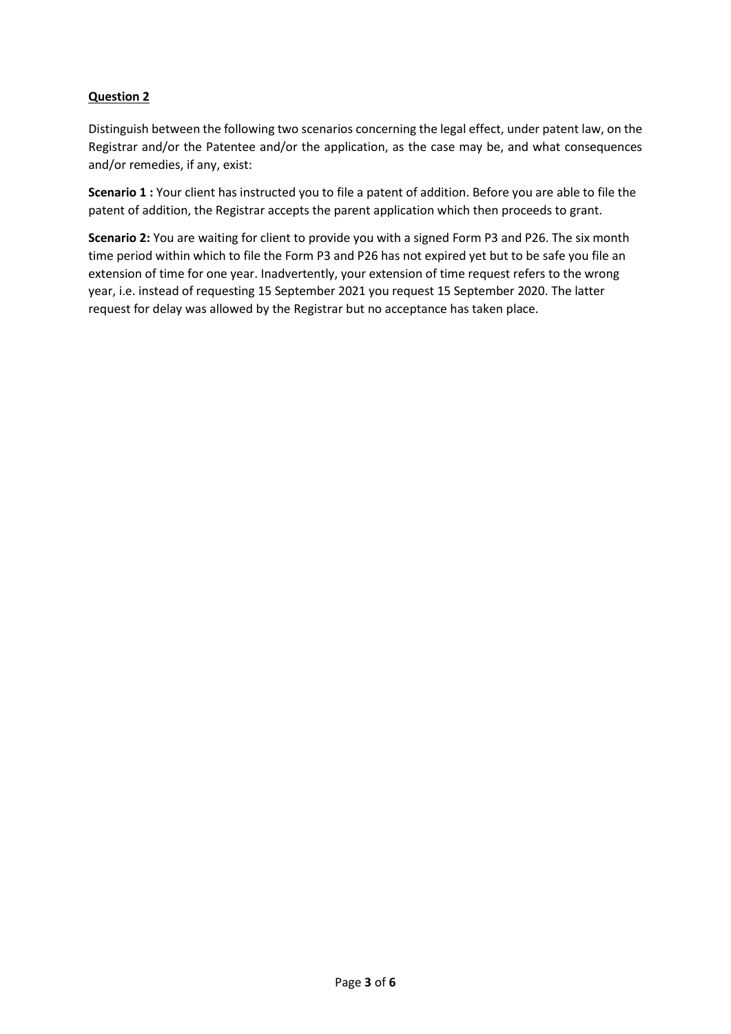**<u>Question 2</u>**

Distinguish between the following two scenarios concerning the legal effect, under patent law, on the Registrar and/or the Patentee and/or the application, as the case may be, and what consequences and/or remedies, if any, exist:

**Scenario 1 :** Your client has instructed you to file a patent of addition. Before you are able to file the patent of addition, the Registrar accepts the parent application which then proceeds to grant.

**Scenario 2:** You are waiting for client to provide you with a signed Form P3 and P26. The six month time period within which to file the Form P3 and P26 has not expired yet but to be safe you file an extension of time for one year. Inadvertently, your extension of time request refers to the wrong year, i.e. instead of requesting 15 September 2021 you request 15 September 2020. The latter request for delay was allowed by the Registrar but no acceptance has taken place.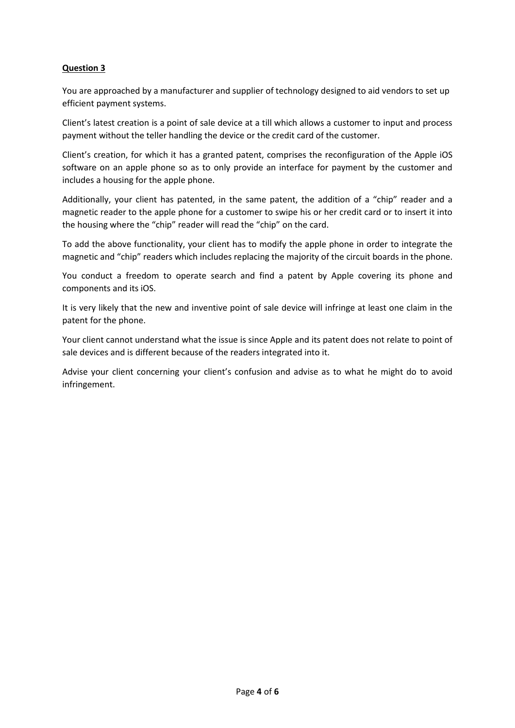**Question 3**

You are approached by a manufacturer and supplier of technology designed to aid vendors to set up efficient payment systems.

Client's latest creation is a point of sale device at a till which allows a customer to input and process payment without the teller handling the device or the credit card of the customer.

Client's creation, for which it has a granted patent, comprises the reconfiguration of the Apple iOS software on an apple phone so as to only provide an interface for payment by the customer and includes a housing for the apple phone.

Additionally, your client has patented, in the same patent, the addition of a "chip" reader and a magnetic reader to the apple phone for a customer to swipe his or her credit card or to insert it into the housing where the "chip" reader will read the "chip" on the card.

To add the above functionality, your client has to modify the apple phone in order to integrate the magnetic and "chip" readers which includes replacing the majority of the circuit boards in the phone.

You conduct a freedom to operate search and find a patent by Apple covering its phone and components and its iOS.

It is very likely that the new and inventive point of sale device will infringe at least one claim in the patent for the phone.

Your client cannot understand what the issue is since Apple and its patent does not relate to point of sale devices and is different because of the readers integrated into it.

Advise your client concerning your client's confusion and advise as to what he might do to avoid infringement.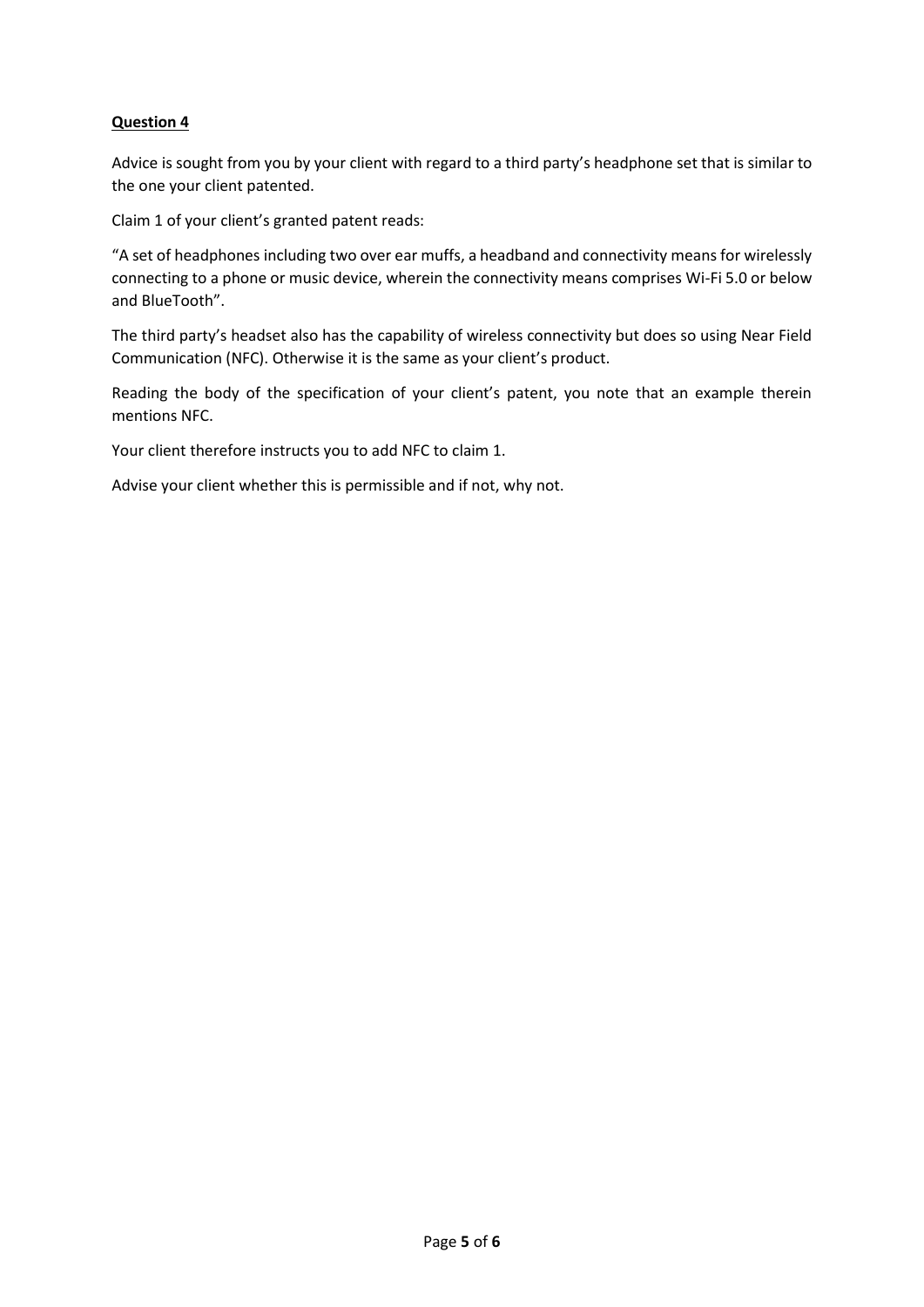**Question 4**

Advice is sought from you by your client with regard to a third party's headphone set that is similar to the one your client patented.

Claim 1 of your client's granted patent reads:

"A set of headphones including two over ear muffs, a headband and connectivity means for wirelessly connecting to a phone or music device, wherein the connectivity means comprises Wi-Fi 5.0 or below and BlueTooth".

The third party's headset also has the capability of wireless connectivity but does so using Near Field Communication (NFC). Otherwise it is the same as your client's product.

Reading the body of the specification of your client's patent, you note that an example therein mentions NFC.

Your client therefore instructs you to add NFC to claim 1.

Advise your client whether this is permissible and if not, why not.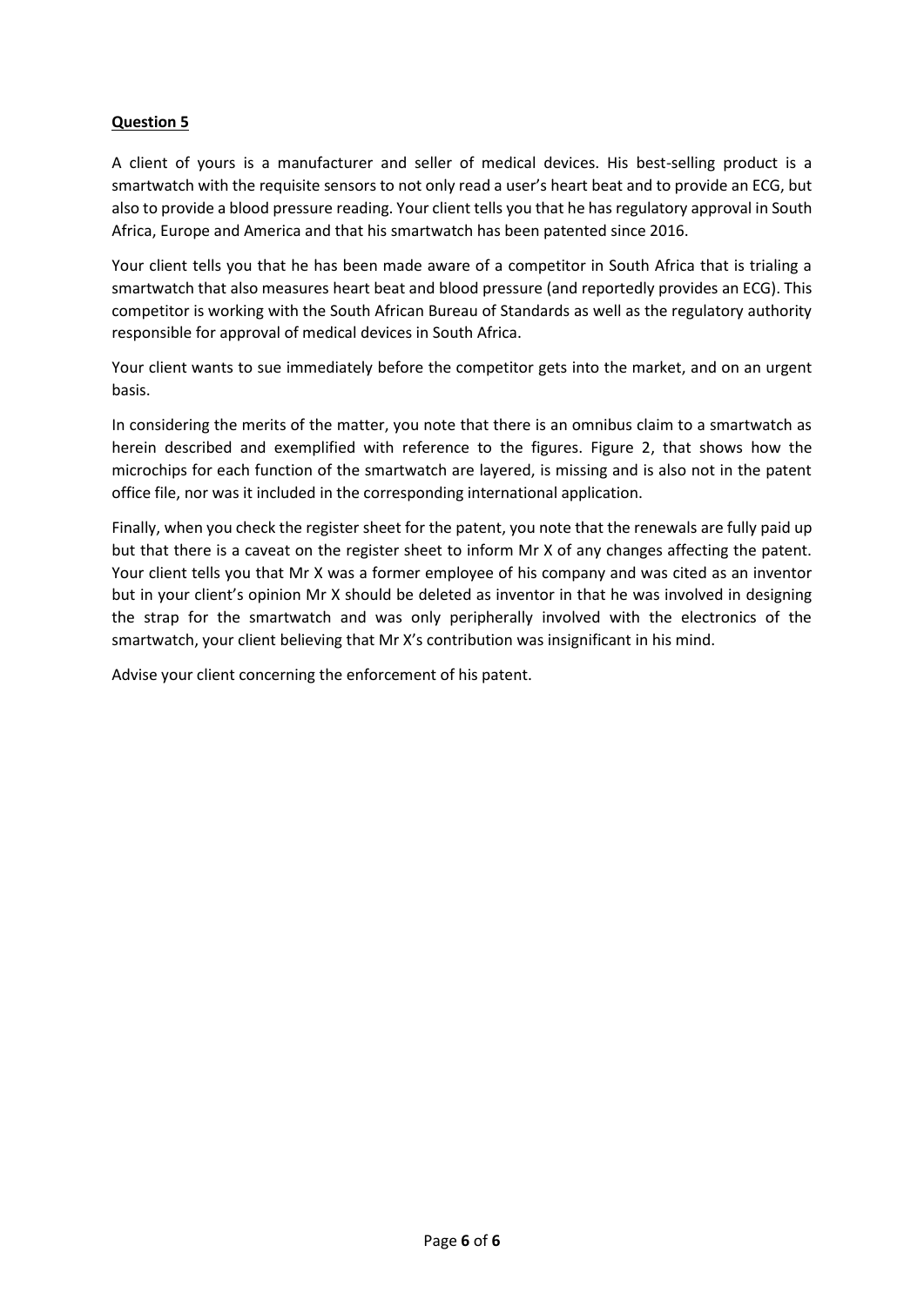**Question 5**

A client of yours is a manufacturer and seller of medical devices. His best-selling product is a smartwatch with the requisite sensors to not only read a user's heart beat and to provide an ECG, but also to provide a blood pressure reading. Your client tells you that he has regulatory approval in South Africa, Europe and America and that his smartwatch has been patented since 2016.

Your client tells you that he has been made aware of a competitor in South Africa that is trialing a smartwatch that also measures heart beat and blood pressure (and reportedly provides an ECG). This competitor is working with the South African Bureau of Standards as well as the regulatory authority responsible for approval of medical devices in South Africa.

Your client wants to sue immediately before the competitor gets into the market, and on an urgent basis.

In considering the merits of the matter, you note that there is an omnibus claim to a smartwatch as herein described and exemplified with reference to the figures. Figure 2, that shows how the microchips for each function of the smartwatch are layered, is missing and is also not in the patent office file, nor was it included in the corresponding international application.

Finally, when you check the register sheet for the patent, you note that the renewals are fully paid up but that there is a caveat on the register sheet to inform Mr X of any changes affecting the patent. Your client tells you that Mr X was a former employee of his company and was cited as an inventor but in your client's opinion Mr X should be deleted as inventor in that he was involved in designing the strap for the smartwatch and was only peripherally involved with the electronics of the smartwatch, your client believing that Mr X's contribution was insignificant in his mind.

Advise your client concerning the enforcement of his patent.